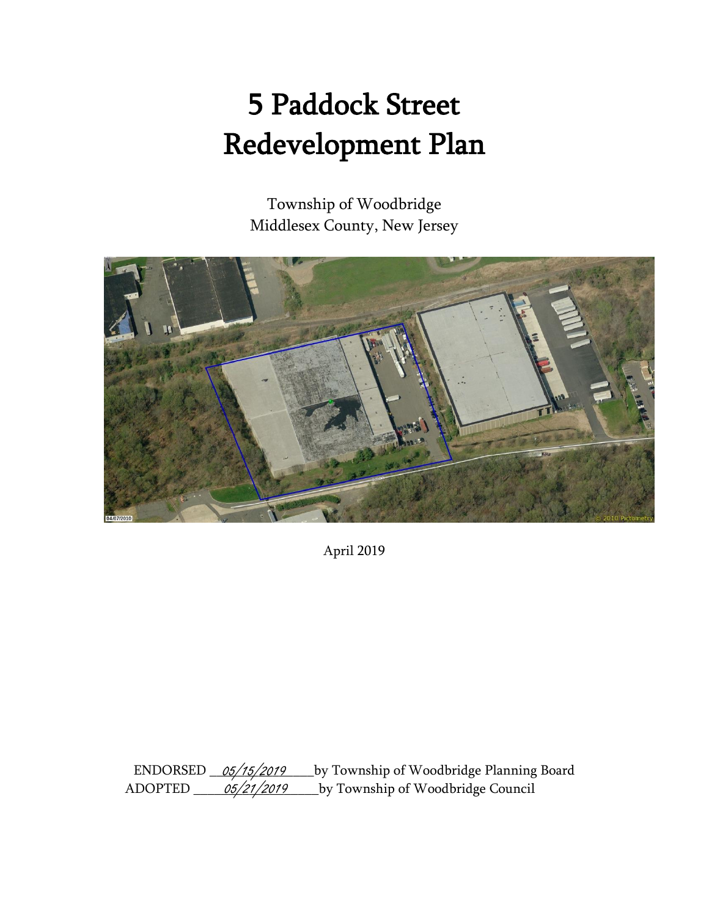# 5 Paddock Street Redevelopment Plan

Township of Woodbridge
Middlesex County, New Jersey

April 2019

ENDORSED 05/15/2019 by Township of Woodbridge Planning Board
ADOPTED 05/21/2019 by Township of Woodbridge Council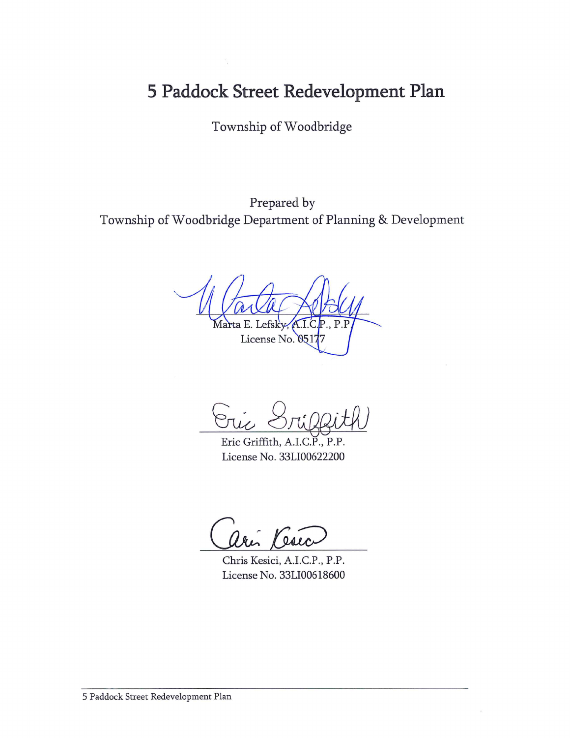# 5 Paddock Street Redevelopment Plan

Township of Woodbridge

Prepared by
Township of Woodbridge Department of Planning & Development

Marta E. Lefsky, A.I.C.P., P.P.
License No. 05177

Eric Griffith, A.I.C.P., P.P.
License No. 33LI00622200

Chris Kesici, A.I.C.P., P.P.
License No. 33LI00618600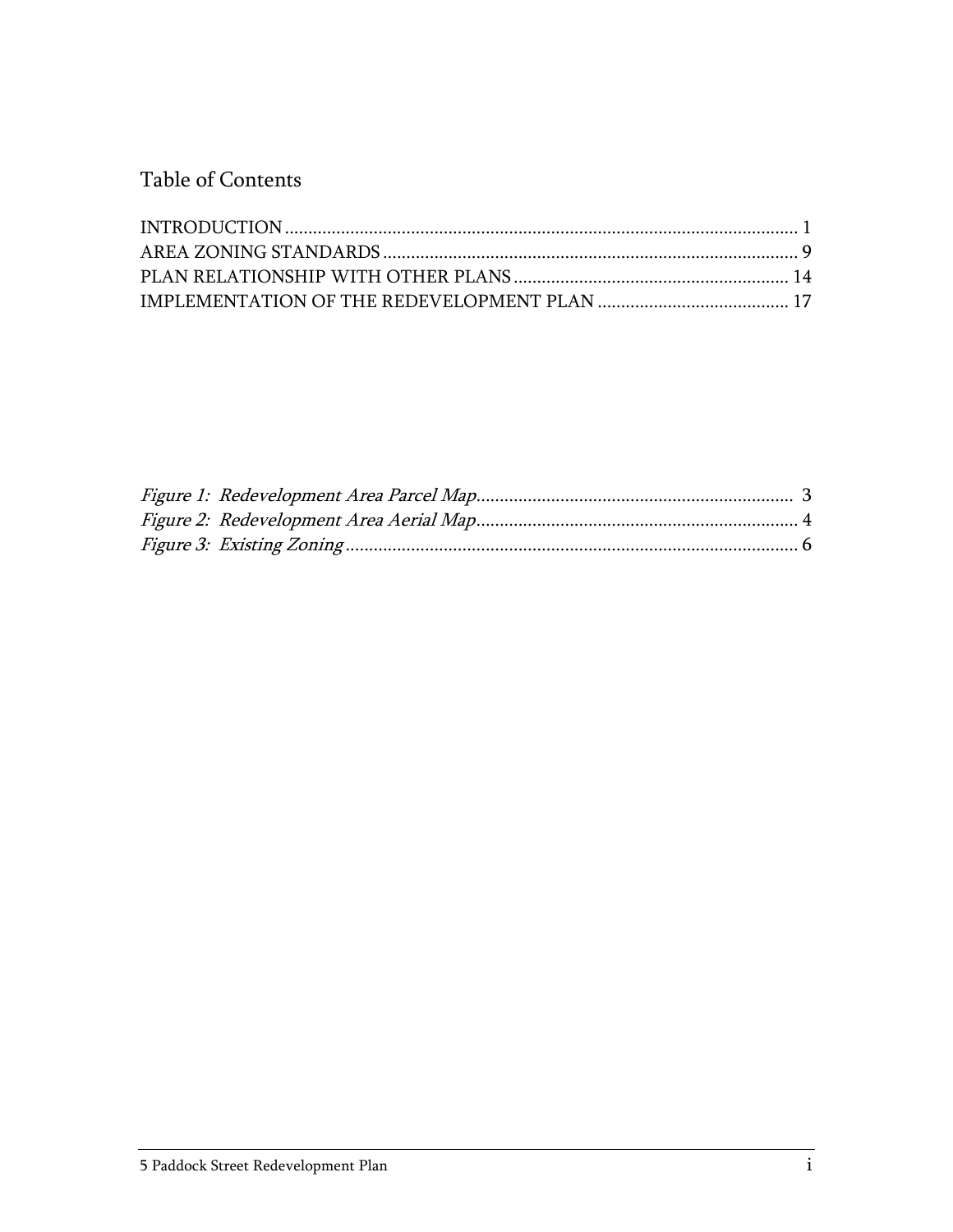## Table of Contents

INTRODUCTION ............................................................................................................ 1
AREA ZONING STANDARDS ........................................................................................ 9
PLAN RELATIONSHIP WITH OTHER PLANS .......................................................... 14
IMPLEMENTATION OF THE REDEVELOPMENT PLAN ......................................... 17

*Figure 1: Redevelopment Area Parcel Map*.................................................................. 3
*Figure 2: Redevelopment Area Aerial Map*.................................................................. 4
*Figure 3: Existing Zoning*............................................................................................. 6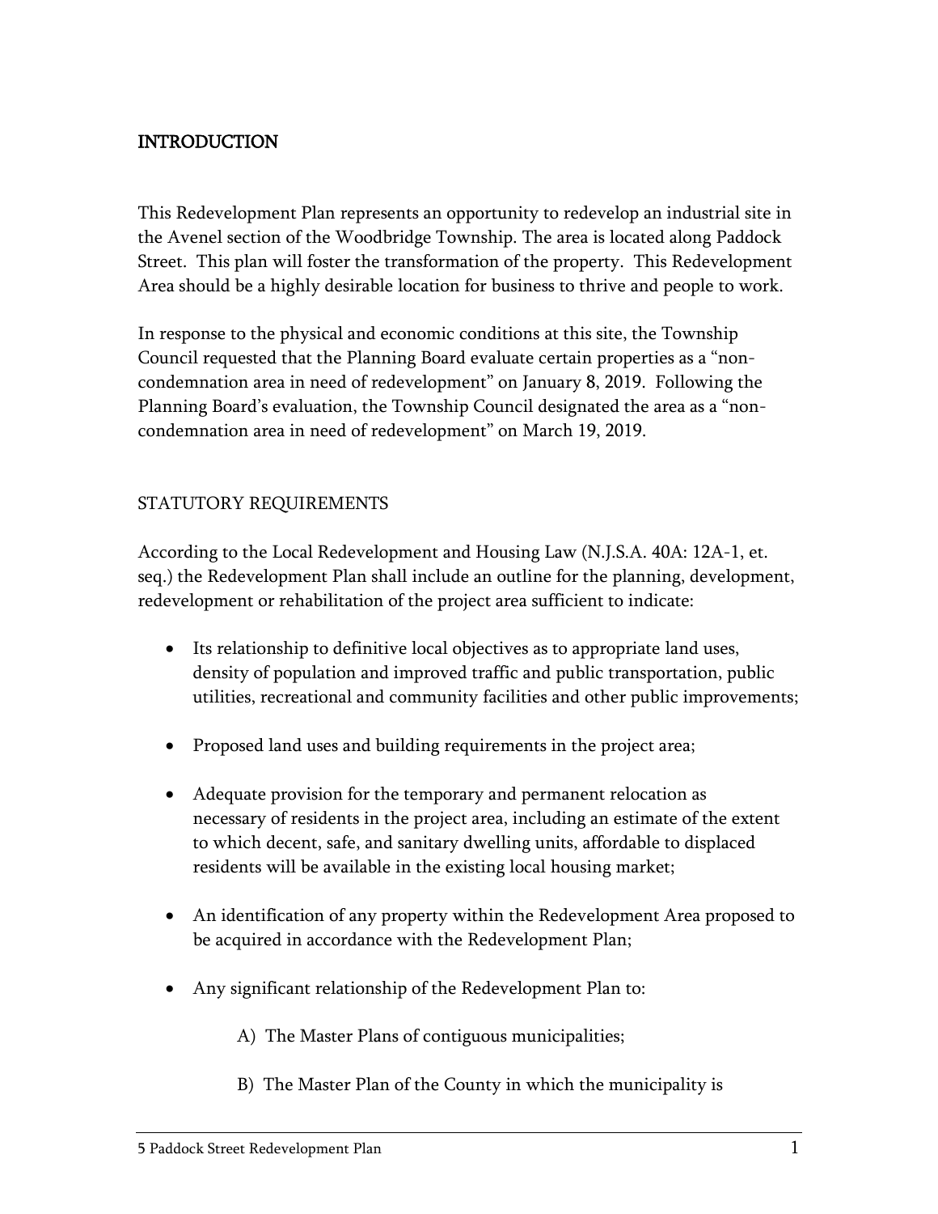## INTRODUCTION

This Redevelopment Plan represents an opportunity to redevelop an industrial site in the Avenel section of the Woodbridge Township. The area is located along Paddock Street. This plan will foster the transformation of the property. This Redevelopment Area should be a highly desirable location for business to thrive and people to work.

In response to the physical and economic conditions at this site, the Township Council requested that the Planning Board evaluate certain properties as a "non-condemnation area in need of redevelopment" on January 8, 2019. Following the Planning Board's evaluation, the Township Council designated the area as a "non-condemnation area in need of redevelopment" on March 19, 2019.

### STATUTORY REQUIREMENTS

According to the Local Redevelopment and Housing Law (N.J.S.A. 40A: 12A-1, et. seq.) the Redevelopment Plan shall include an outline for the planning, development, redevelopment or rehabilitation of the project area sufficient to indicate:

- Its relationship to definitive local objectives as to appropriate land uses, density of population and improved traffic and public transportation, public utilities, recreational and community facilities and other public improvements;
- Proposed land uses and building requirements in the project area;
- Adequate provision for the temporary and permanent relocation as necessary of residents in the project area, including an estimate of the extent to which decent, safe, and sanitary dwelling units, affordable to displaced residents will be available in the existing local housing market;
- An identification of any property within the Redevelopment Area proposed to be acquired in accordance with the Redevelopment Plan;
- Any significant relationship of the Redevelopment Plan to:

  A) The Master Plans of contiguous municipalities;

  B) The Master Plan of the County in which the municipality is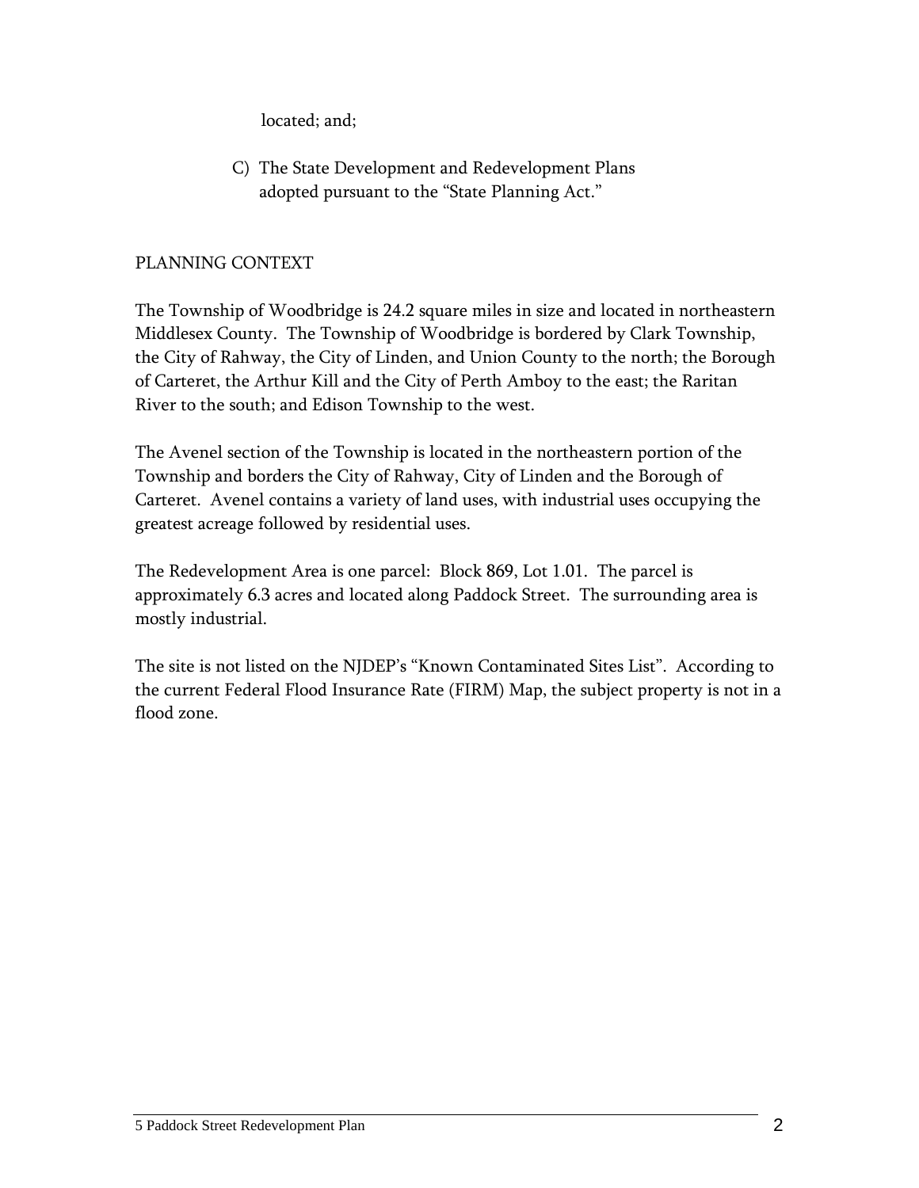located; and;

C) The State Development and Redevelopment Plans adopted pursuant to the "State Planning Act."

## PLANNING CONTEXT

The Township of Woodbridge is 24.2 square miles in size and located in northeastern Middlesex County. The Township of Woodbridge is bordered by Clark Township, the City of Rahway, the City of Linden, and Union County to the north; the Borough of Carteret, the Arthur Kill and the City of Perth Amboy to the east; the Raritan River to the south; and Edison Township to the west.

The Avenel section of the Township is located in the northeastern portion of the Township and borders the City of Rahway, City of Linden and the Borough of Carteret. Avenel contains a variety of land uses, with industrial uses occupying the greatest acreage followed by residential uses.

The Redevelopment Area is one parcel: Block 869, Lot 1.01. The parcel is approximately 6.3 acres and located along Paddock Street. The surrounding area is mostly industrial.

The site is not listed on the NJDEP's "Known Contaminated Sites List". According to the current Federal Flood Insurance Rate (FIRM) Map, the subject property is not in a flood zone.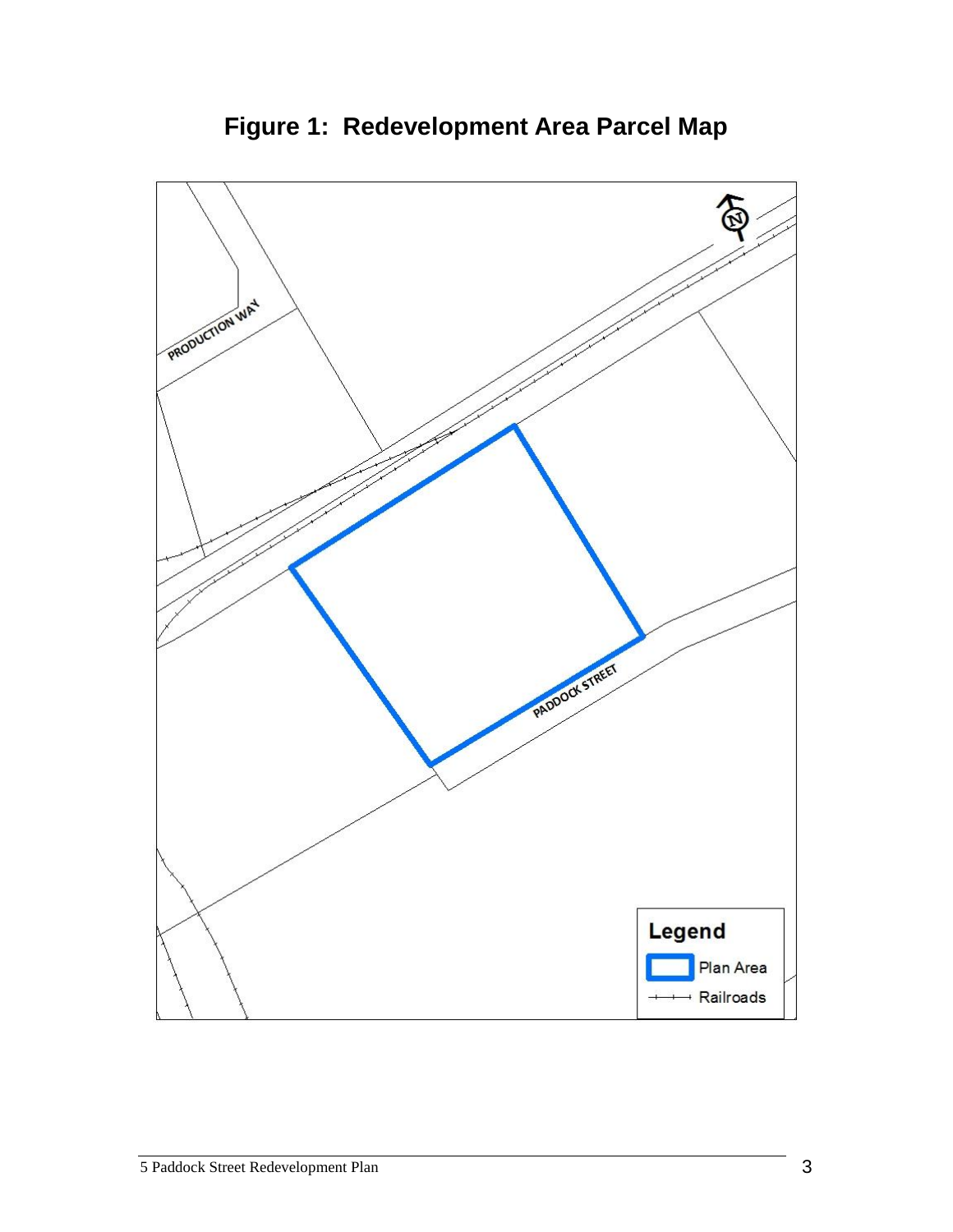# Figure 1: Redevelopment Area Parcel Map

PRODUCTION WAY

PADDOCK STREET

**Legend**

Plan Area

Railroads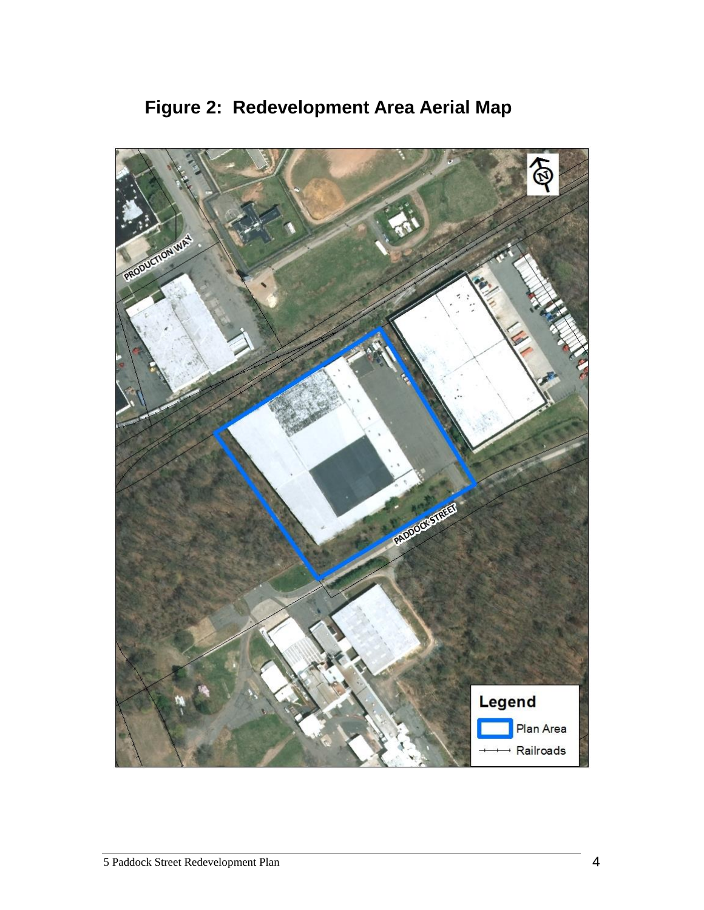# Figure 2: Redevelopment Area Aerial Map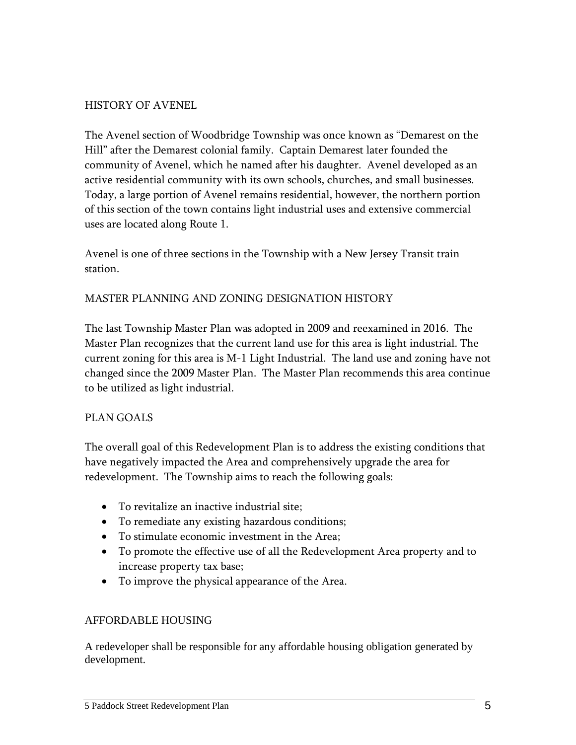## HISTORY OF AVENEL

The Avenel section of Woodbridge Township was once known as "Demarest on the Hill" after the Demarest colonial family. Captain Demarest later founded the community of Avenel, which he named after his daughter. Avenel developed as an active residential community with its own schools, churches, and small businesses. Today, a large portion of Avenel remains residential, however, the northern portion of this section of the town contains light industrial uses and extensive commercial uses are located along Route 1.

Avenel is one of three sections in the Township with a New Jersey Transit train station.

## MASTER PLANNING AND ZONING DESIGNATION HISTORY

The last Township Master Plan was adopted in 2009 and reexamined in 2016. The Master Plan recognizes that the current land use for this area is light industrial. The current zoning for this area is M-1 Light Industrial. The land use and zoning have not changed since the 2009 Master Plan. The Master Plan recommends this area continue to be utilized as light industrial.

## PLAN GOALS

The overall goal of this Redevelopment Plan is to address the existing conditions that have negatively impacted the Area and comprehensively upgrade the area for redevelopment. The Township aims to reach the following goals:

- To revitalize an inactive industrial site;
- To remediate any existing hazardous conditions;
- To stimulate economic investment in the Area;
- To promote the effective use of all the Redevelopment Area property and to increase property tax base;
- To improve the physical appearance of the Area.

## AFFORDABLE HOUSING

A redeveloper shall be responsible for any affordable housing obligation generated by development.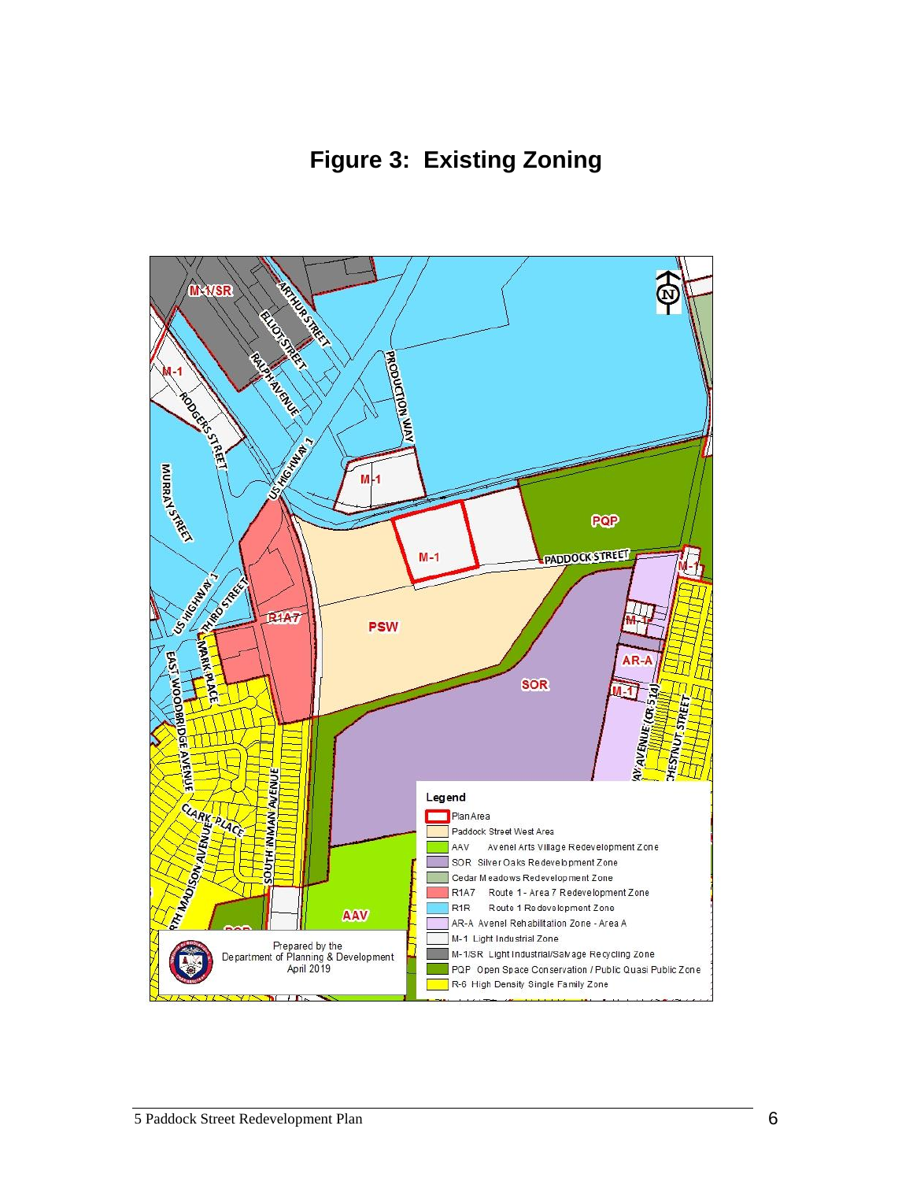# Figure 3: Existing Zoning

Legend

- Plan Area
- Paddock Street West Area
- AAV Avenel Arts Village Redevelopment Zone
- SOR Silver Oaks Redevelopment Zone
- Cedar Meadows Redevelopment Zone
- R1A7 Route 1 - Area 7 Redevelopment Zone
- R1R Route 1 Redevelopment Zone
- AR-A Avenel Rehabilitation Zone - Area A
- M-1 Light Industrial Zone
- M-1/SR Light Industrial/Salvage Recycling Zone
- PQP Open Space Conservation / Public Quasi Public Zone
- R-6 High Density Single Family Zone

Prepared by the Department of Planning & Development April 2019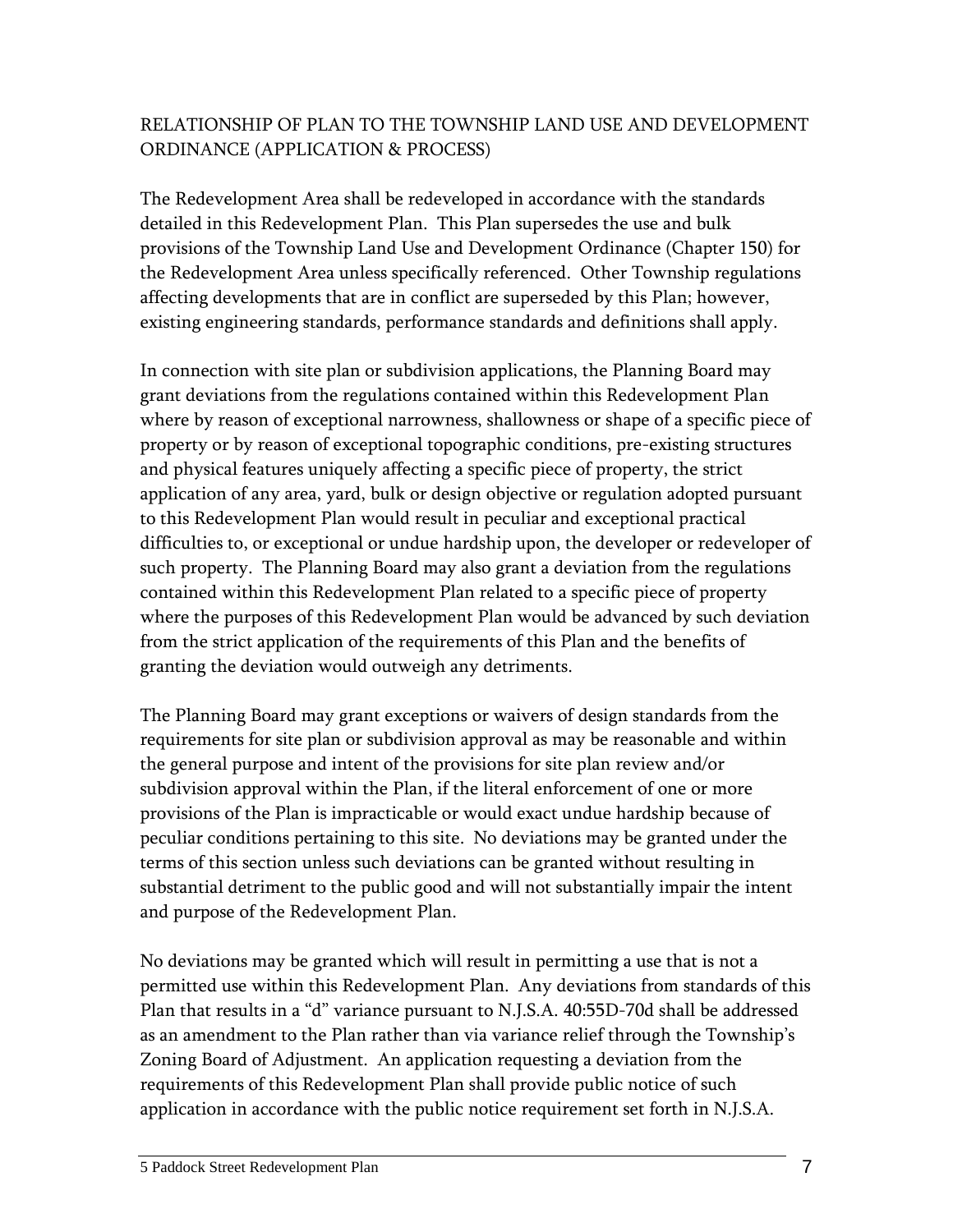## RELATIONSHIP OF PLAN TO THE TOWNSHIP LAND USE AND DEVELOPMENT ORDINANCE (APPLICATION & PROCESS)

The Redevelopment Area shall be redeveloped in accordance with the standards detailed in this Redevelopment Plan. This Plan supersedes the use and bulk provisions of the Township Land Use and Development Ordinance (Chapter 150) for the Redevelopment Area unless specifically referenced. Other Township regulations affecting developments that are in conflict are superseded by this Plan; however, existing engineering standards, performance standards and definitions shall apply.

In connection with site plan or subdivision applications, the Planning Board may grant deviations from the regulations contained within this Redevelopment Plan where by reason of exceptional narrowness, shallowness or shape of a specific piece of property or by reason of exceptional topographic conditions, pre-existing structures and physical features uniquely affecting a specific piece of property, the strict application of any area, yard, bulk or design objective or regulation adopted pursuant to this Redevelopment Plan would result in peculiar and exceptional practical difficulties to, or exceptional or undue hardship upon, the developer or redeveloper of such property. The Planning Board may also grant a deviation from the regulations contained within this Redevelopment Plan related to a specific piece of property where the purposes of this Redevelopment Plan would be advanced by such deviation from the strict application of the requirements of this Plan and the benefits of granting the deviation would outweigh any detriments.

The Planning Board may grant exceptions or waivers of design standards from the requirements for site plan or subdivision approval as may be reasonable and within the general purpose and intent of the provisions for site plan review and/or subdivision approval within the Plan, if the literal enforcement of one or more provisions of the Plan is impracticable or would exact undue hardship because of peculiar conditions pertaining to this site. No deviations may be granted under the terms of this section unless such deviations can be granted without resulting in substantial detriment to the public good and will not substantially impair the intent and purpose of the Redevelopment Plan.

No deviations may be granted which will result in permitting a use that is not a permitted use within this Redevelopment Plan. Any deviations from standards of this Plan that results in a "d" variance pursuant to N.J.S.A. 40:55D-70d shall be addressed as an amendment to the Plan rather than via variance relief through the Township's Zoning Board of Adjustment. An application requesting a deviation from the requirements of this Redevelopment Plan shall provide public notice of such application in accordance with the public notice requirement set forth in N.J.S.A.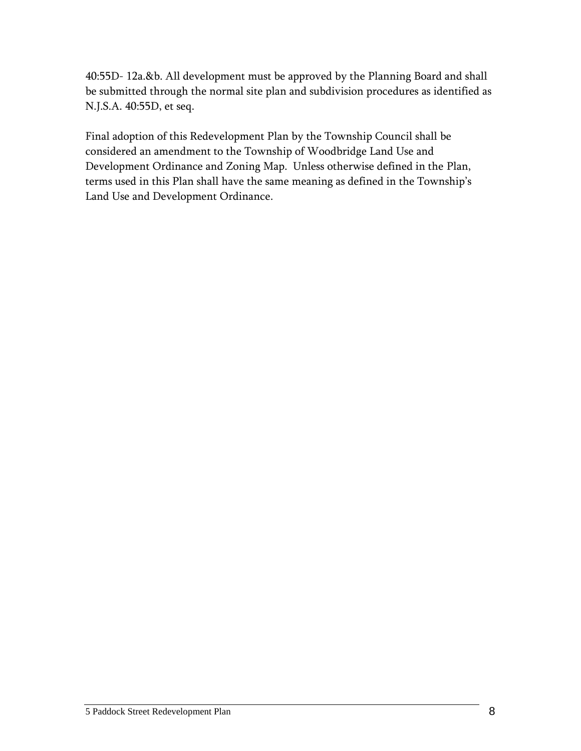40:55D- 12a.&b. All development must be approved by the Planning Board and shall be submitted through the normal site plan and subdivision procedures as identified as N.J.S.A. 40:55D, et seq.

Final adoption of this Redevelopment Plan by the Township Council shall be considered an amendment to the Township of Woodbridge Land Use and Development Ordinance and Zoning Map. Unless otherwise defined in the Plan, terms used in this Plan shall have the same meaning as defined in the Township's Land Use and Development Ordinance.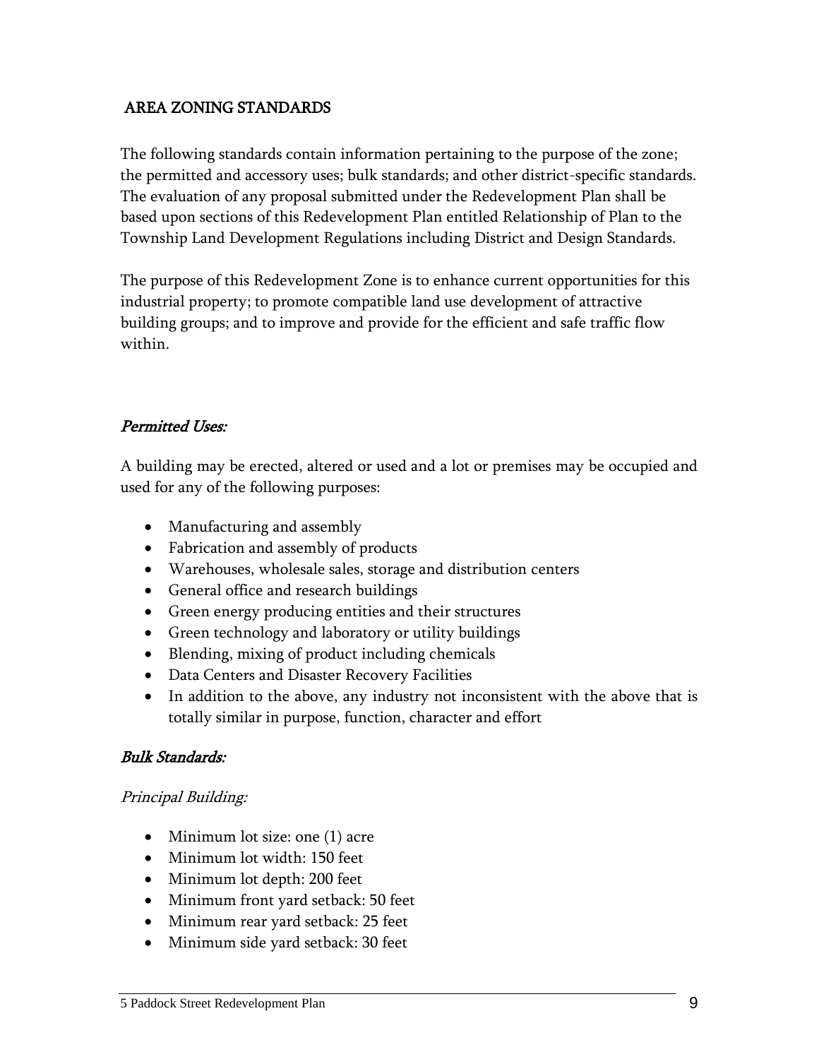## AREA ZONING STANDARDS

The following standards contain information pertaining to the purpose of the zone; the permitted and accessory uses; bulk standards; and other district-specific standards. The evaluation of any proposal submitted under the Redevelopment Plan shall be based upon sections of this Redevelopment Plan entitled Relationship of Plan to the Township Land Development Regulations including District and Design Standards.

The purpose of this Redevelopment Zone is to enhance current opportunities for this industrial property; to promote compatible land use development of attractive building groups; and to improve and provide for the efficient and safe traffic flow within.

### *Permitted Uses:*

A building may be erected, altered or used and a lot or premises may be occupied and used for any of the following purposes:

- Manufacturing and assembly
- Fabrication and assembly of products
- Warehouses, wholesale sales, storage and distribution centers
- General office and research buildings
- Green energy producing entities and their structures
- Green technology and laboratory or utility buildings
- Blending, mixing of product including chemicals
- Data Centers and Disaster Recovery Facilities
- In addition to the above, any industry not inconsistent with the above that is totally similar in purpose, function, character and effort

### *Bulk Standards:*

*Principal Building:*

- Minimum lot size: one (1) acre
- Minimum lot width: 150 feet
- Minimum lot depth: 200 feet
- Minimum front yard setback: 50 feet
- Minimum rear yard setback: 25 feet
- Minimum side yard setback: 30 feet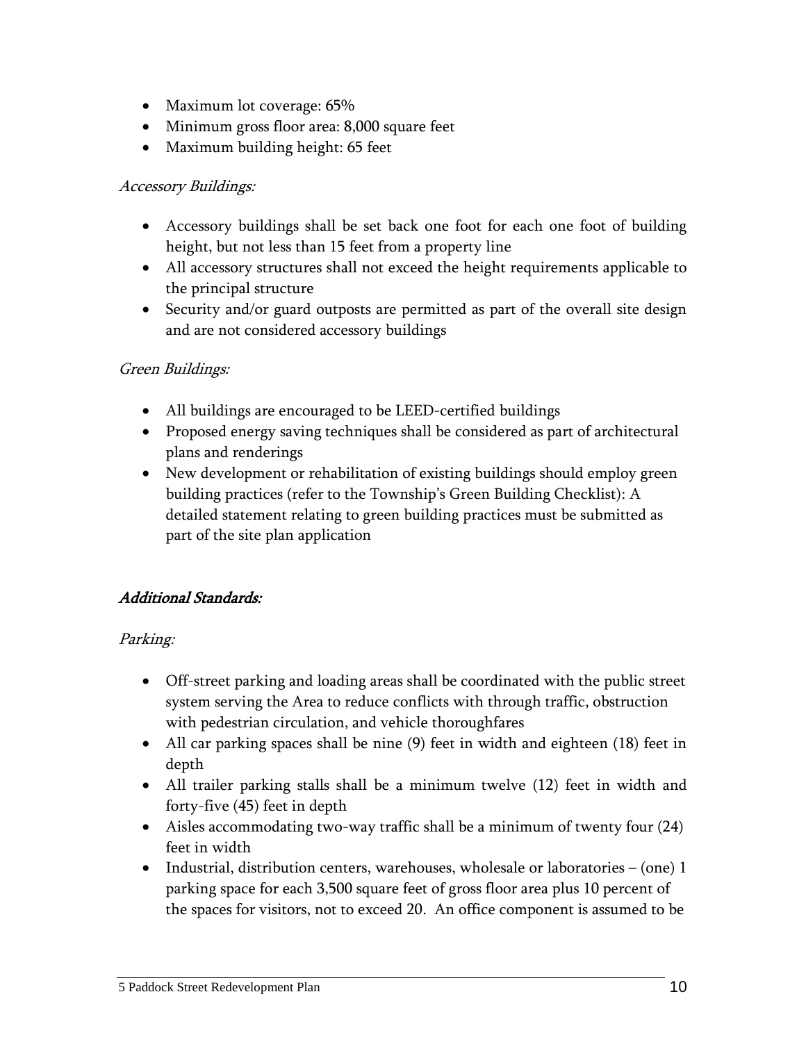- Maximum lot coverage: 65%
- Minimum gross floor area: 8,000 square feet
- Maximum building height: 65 feet

*Accessory Buildings:*

- Accessory buildings shall be set back one foot for each one foot of building height, but not less than 15 feet from a property line
- All accessory structures shall not exceed the height requirements applicable to the principal structure
- Security and/or guard outposts are permitted as part of the overall site design and are not considered accessory buildings

*Green Buildings:*

- All buildings are encouraged to be LEED-certified buildings
- Proposed energy saving techniques shall be considered as part of architectural plans and renderings
- New development or rehabilitation of existing buildings should employ green building practices (refer to the Township's Green Building Checklist): A detailed statement relating to green building practices must be submitted as part of the site plan application

***<u>Additional Standards:</u>***

*Parking:*

- Off-street parking and loading areas shall be coordinated with the public street system serving the Area to reduce conflicts with through traffic, obstruction with pedestrian circulation, and vehicle thoroughfares
- All car parking spaces shall be nine (9) feet in width and eighteen (18) feet in depth
- All trailer parking stalls shall be a minimum twelve (12) feet in width and forty-five (45) feet in depth
- Aisles accommodating two-way traffic shall be a minimum of twenty four (24) feet in width
- Industrial, distribution centers, warehouses, wholesale or laboratories – (one) 1 parking space for each 3,500 square feet of gross floor area plus 10 percent of the spaces for visitors, not to exceed 20. An office component is assumed to be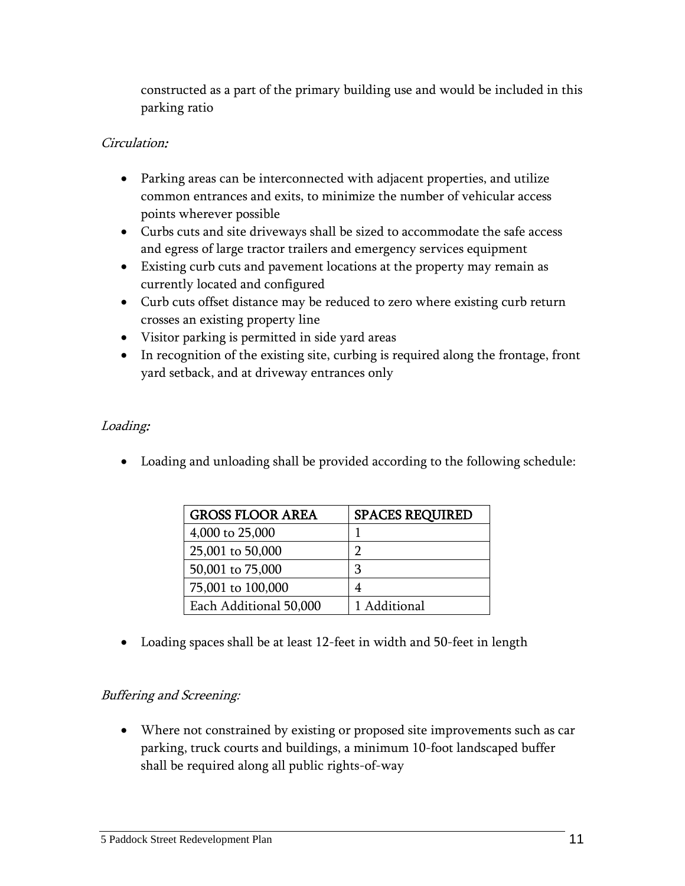constructed as a part of the primary building use and would be included in this parking ratio

*Circulation:*

- Parking areas can be interconnected with adjacent properties, and utilize common entrances and exits, to minimize the number of vehicular access points wherever possible
- Curbs cuts and site driveways shall be sized to accommodate the safe access and egress of large tractor trailers and emergency services equipment
- Existing curb cuts and pavement locations at the property may remain as currently located and configured
- Curb cuts offset distance may be reduced to zero where existing curb return crosses an existing property line
- Visitor parking is permitted in side yard areas
- In recognition of the existing site, curbing is required along the frontage, front yard setback, and at driveway entrances only

*Loading:*

- Loading and unloading shall be provided according to the following schedule:

| GROSS FLOOR AREA | SPACES REQUIRED |
|---|---|
| 4,000 to 25,000 | 1 |
| 25,001 to 50,000 | 2 |
| 50,001 to 75,000 | 3 |
| 75,001 to 100,000 | 4 |
| Each Additional 50,000 | 1 Additional |

- Loading spaces shall be at least 12-feet in width and 50-feet in length

*Buffering and Screening:*

- Where not constrained by existing or proposed site improvements such as car parking, truck courts and buildings, a minimum 10-foot landscaped buffer shall be required along all public rights-of-way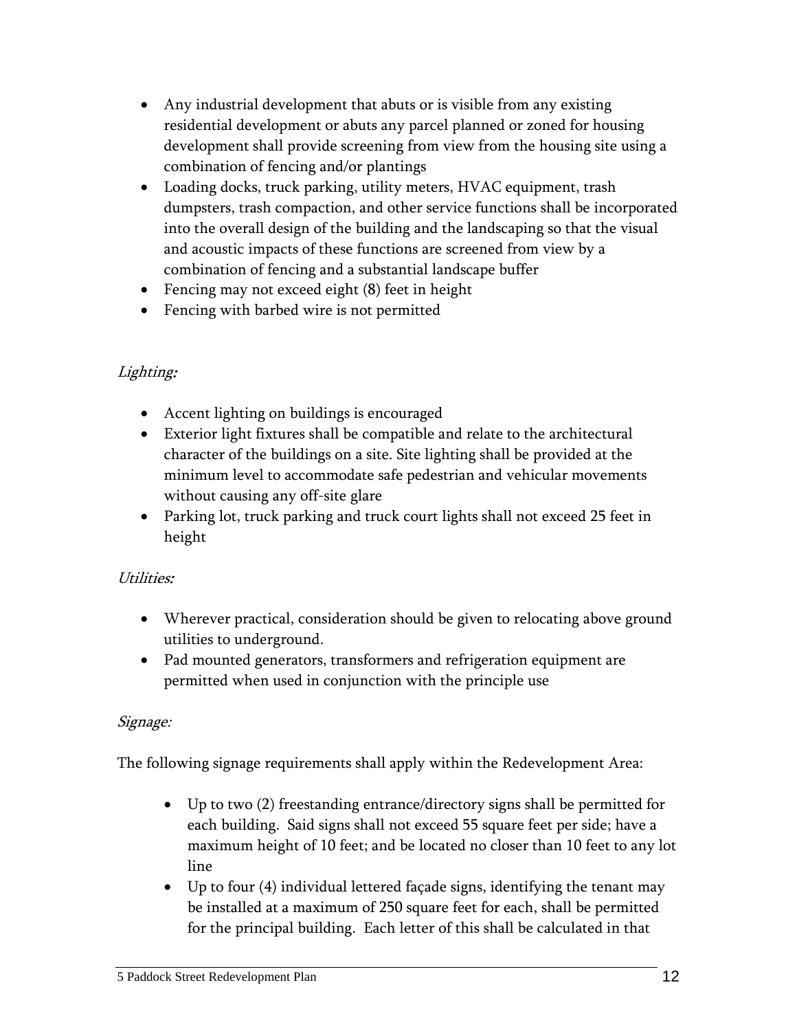- Any industrial development that abuts or is visible from any existing residential development or abuts any parcel planned or zoned for housing development shall provide screening from view from the housing site using a combination of fencing and/or plantings
- Loading docks, truck parking, utility meters, HVAC equipment, trash dumpsters, trash compaction, and other service functions shall be incorporated into the overall design of the building and the landscaping so that the visual and acoustic impacts of these functions are screened from view by a combination of fencing and a substantial landscape buffer
- Fencing may not exceed eight (8) feet in height
- Fencing with barbed wire is not permitted

*Lighting:*

- Accent lighting on buildings is encouraged
- Exterior light fixtures shall be compatible and relate to the architectural character of the buildings on a site. Site lighting shall be provided at the minimum level to accommodate safe pedestrian and vehicular movements without causing any off-site glare
- Parking lot, truck parking and truck court lights shall not exceed 25 feet in height

*Utilities:*

- Wherever practical, consideration should be given to relocating above ground utilities to underground.
- Pad mounted generators, transformers and refrigeration equipment are permitted when used in conjunction with the principle use

*Signage:*

The following signage requirements shall apply within the Redevelopment Area:

- Up to two (2) freestanding entrance/directory signs shall be permitted for each building. Said signs shall not exceed 55 square feet per side; have a maximum height of 10 feet; and be located no closer than 10 feet to any lot line
- Up to four (4) individual lettered façade signs, identifying the tenant may be installed at a maximum of 250 square feet for each, shall be permitted for the principal building. Each letter of this shall be calculated in that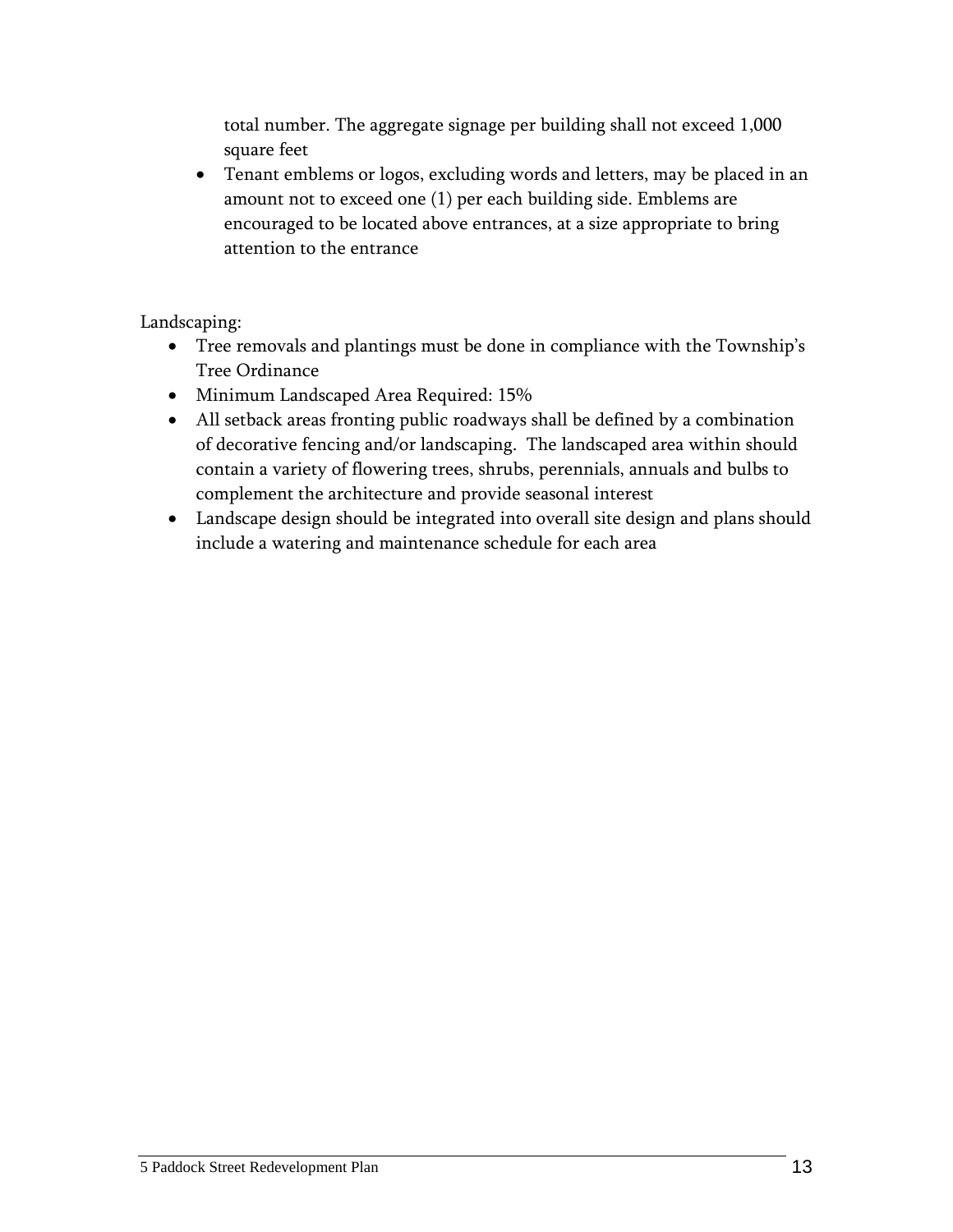total number. The aggregate signage per building shall not exceed 1,000 square feet

- Tenant emblems or logos, excluding words and letters, may be placed in an amount not to exceed one (1) per each building side. Emblems are encouraged to be located above entrances, at a size appropriate to bring attention to the entrance

Landscaping:

- Tree removals and plantings must be done in compliance with the Township's Tree Ordinance
- Minimum Landscaped Area Required: 15%
- All setback areas fronting public roadways shall be defined by a combination of decorative fencing and/or landscaping. The landscaped area within should contain a variety of flowering trees, shrubs, perennials, annuals and bulbs to complement the architecture and provide seasonal interest
- Landscape design should be integrated into overall site design and plans should include a watering and maintenance schedule for each area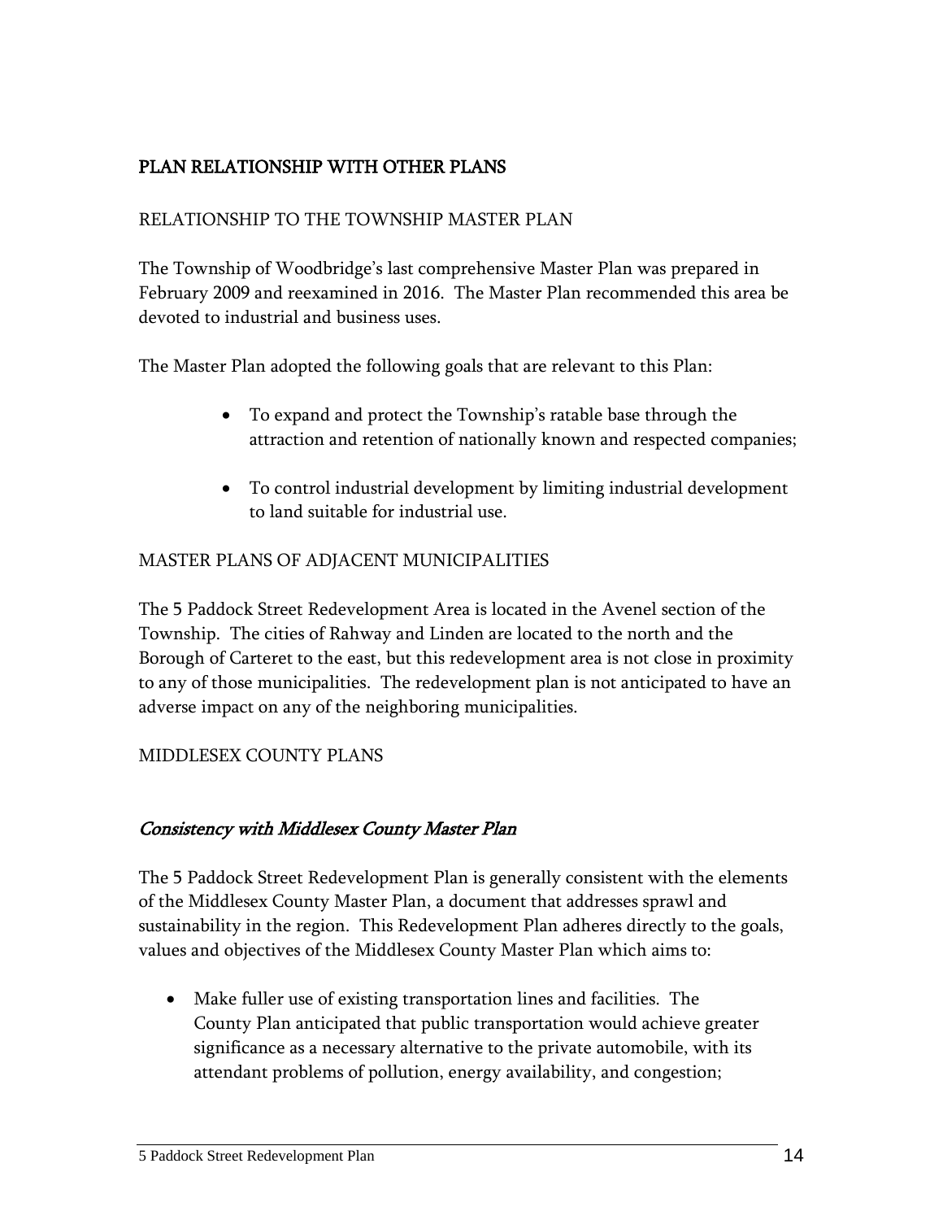## PLAN RELATIONSHIP WITH OTHER PLANS

### RELATIONSHIP TO THE TOWNSHIP MASTER PLAN

The Township of Woodbridge's last comprehensive Master Plan was prepared in February 2009 and reexamined in 2016. The Master Plan recommended this area be devoted to industrial and business uses.

The Master Plan adopted the following goals that are relevant to this Plan:

- To expand and protect the Township's ratable base through the attraction and retention of nationally known and respected companies;
- To control industrial development by limiting industrial development to land suitable for industrial use.

### MASTER PLANS OF ADJACENT MUNICIPALITIES

The 5 Paddock Street Redevelopment Area is located in the Avenel section of the Township. The cities of Rahway and Linden are located to the north and the Borough of Carteret to the east, but this redevelopment area is not close in proximity to any of those municipalities. The redevelopment plan is not anticipated to have an adverse impact on any of the neighboring municipalities.

### MIDDLESEX COUNTY PLANS

#### *Consistency with Middlesex County Master Plan*

The 5 Paddock Street Redevelopment Plan is generally consistent with the elements of the Middlesex County Master Plan, a document that addresses sprawl and sustainability in the region. This Redevelopment Plan adheres directly to the goals, values and objectives of the Middlesex County Master Plan which aims to:

- Make fuller use of existing transportation lines and facilities. The County Plan anticipated that public transportation would achieve greater significance as a necessary alternative to the private automobile, with its attendant problems of pollution, energy availability, and congestion;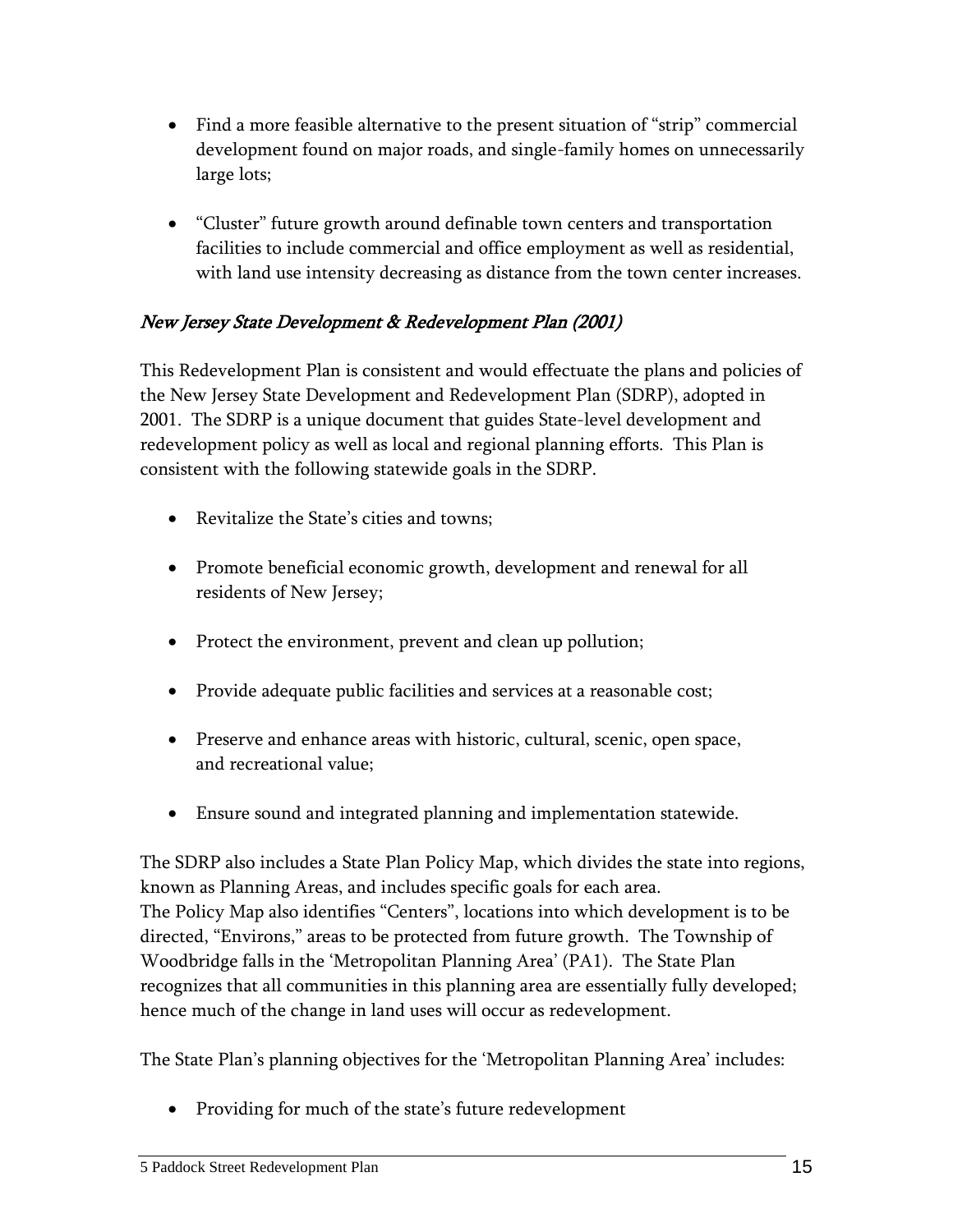- Find a more feasible alternative to the present situation of "strip" commercial development found on major roads, and single-family homes on unnecessarily large lots;

- "Cluster" future growth around definable town centers and transportation facilities to include commercial and office employment as well as residential, with land use intensity decreasing as distance from the town center increases.

### *New Jersey State Development & Redevelopment Plan (2001)*

This Redevelopment Plan is consistent and would effectuate the plans and policies of the New Jersey State Development and Redevelopment Plan (SDRP), adopted in 2001. The SDRP is a unique document that guides State-level development and redevelopment policy as well as local and regional planning efforts. This Plan is consistent with the following statewide goals in the SDRP.

- Revitalize the State's cities and towns;

- Promote beneficial economic growth, development and renewal for all residents of New Jersey;

- Protect the environment, prevent and clean up pollution;

- Provide adequate public facilities and services at a reasonable cost;

- Preserve and enhance areas with historic, cultural, scenic, open space, and recreational value;

- Ensure sound and integrated planning and implementation statewide.

The SDRP also includes a State Plan Policy Map, which divides the state into regions, known as Planning Areas, and includes specific goals for each area.
The Policy Map also identifies "Centers", locations into which development is to be directed, "Environs," areas to be protected from future growth. The Township of Woodbridge falls in the 'Metropolitan Planning Area' (PA1). The State Plan recognizes that all communities in this planning area are essentially fully developed; hence much of the change in land uses will occur as redevelopment.

The State Plan's planning objectives for the 'Metropolitan Planning Area' includes:

- Providing for much of the state's future redevelopment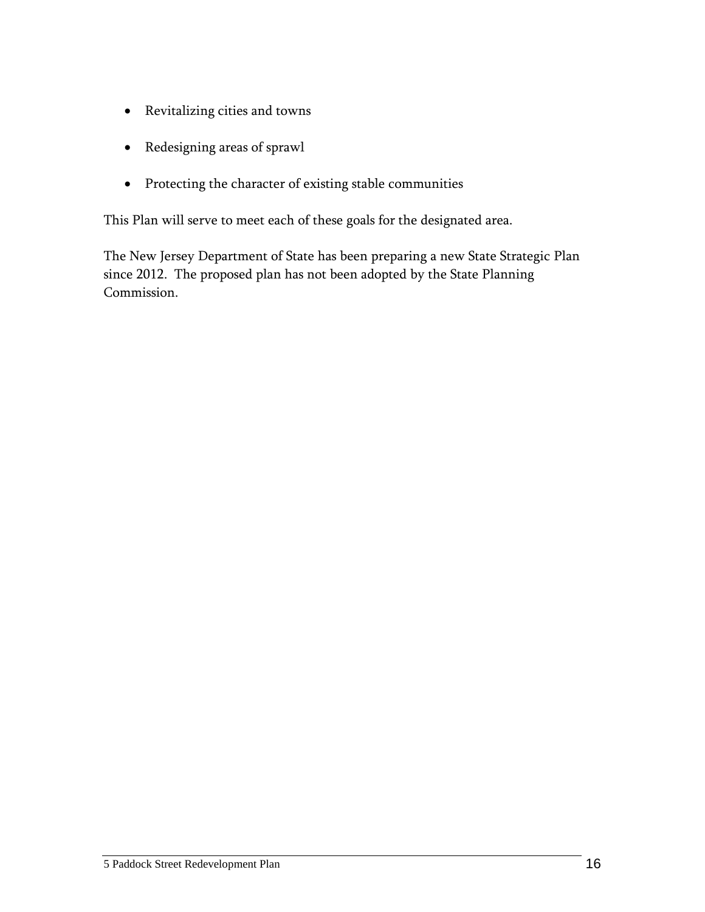- Revitalizing cities and towns
- Redesigning areas of sprawl
- Protecting the character of existing stable communities

This Plan will serve to meet each of these goals for the designated area.

The New Jersey Department of State has been preparing a new State Strategic Plan since 2012. The proposed plan has not been adopted by the State Planning Commission.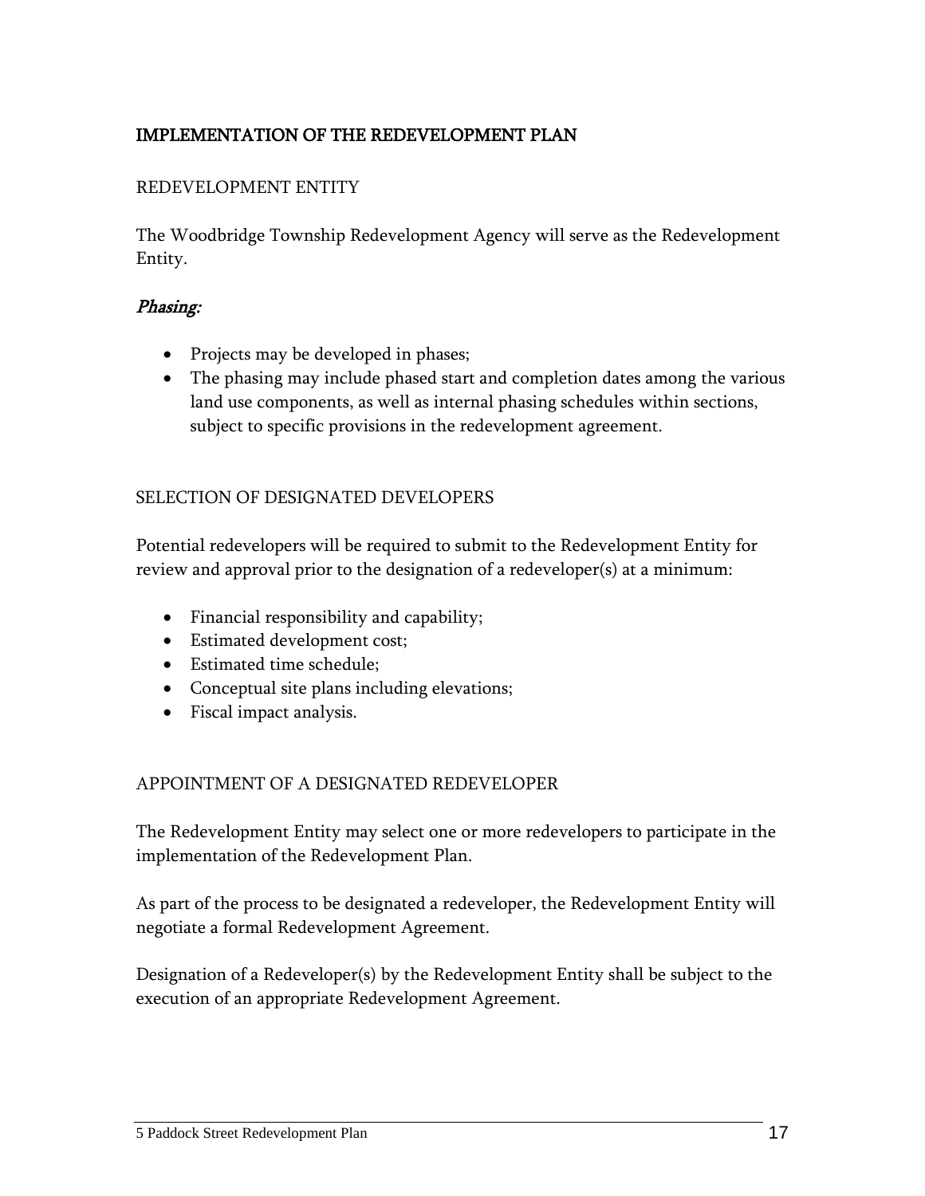## IMPLEMENTATION OF THE REDEVELOPMENT PLAN

### REDEVELOPMENT ENTITY

The Woodbridge Township Redevelopment Agency will serve as the Redevelopment Entity.

### *Phasing:*

- Projects may be developed in phases;
- The phasing may include phased start and completion dates among the various land use components, as well as internal phasing schedules within sections, subject to specific provisions in the redevelopment agreement.

### SELECTION OF DESIGNATED DEVELOPERS

Potential redevelopers will be required to submit to the Redevelopment Entity for review and approval prior to the designation of a redeveloper(s) at a minimum:

- Financial responsibility and capability;
- Estimated development cost;
- Estimated time schedule;
- Conceptual site plans including elevations;
- Fiscal impact analysis.

### APPOINTMENT OF A DESIGNATED REDEVELOPER

The Redevelopment Entity may select one or more redevelopers to participate in the implementation of the Redevelopment Plan.

As part of the process to be designated a redeveloper, the Redevelopment Entity will negotiate a formal Redevelopment Agreement.

Designation of a Redeveloper(s) by the Redevelopment Entity shall be subject to the execution of an appropriate Redevelopment Agreement.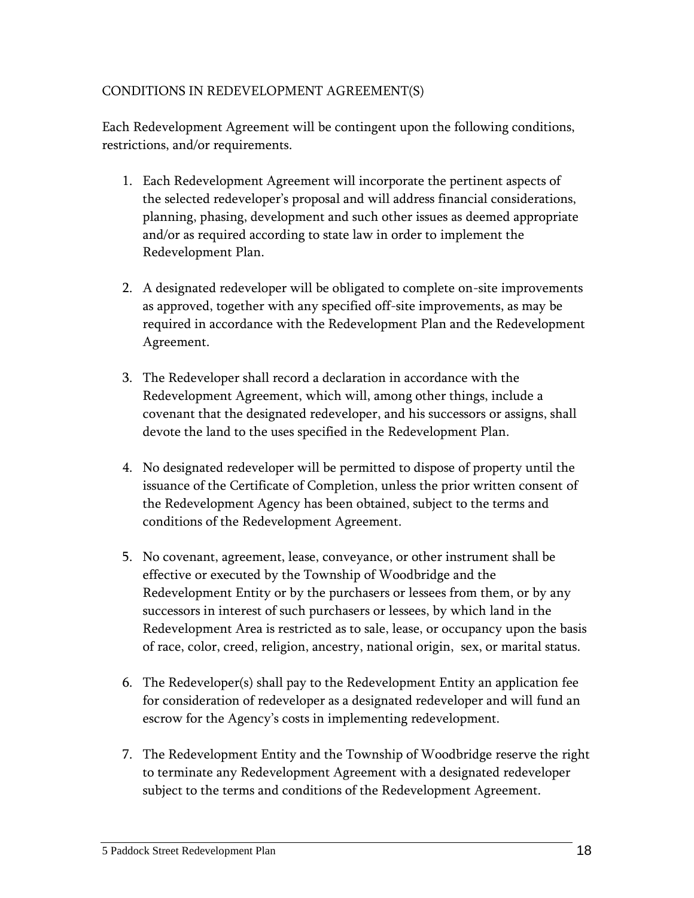## CONDITIONS IN REDEVELOPMENT AGREEMENT(S)

Each Redevelopment Agreement will be contingent upon the following conditions, restrictions, and/or requirements.

1. Each Redevelopment Agreement will incorporate the pertinent aspects of the selected redeveloper's proposal and will address financial considerations, planning, phasing, development and such other issues as deemed appropriate and/or as required according to state law in order to implement the Redevelopment Plan.

2. A designated redeveloper will be obligated to complete on-site improvements as approved, together with any specified off-site improvements, as may be required in accordance with the Redevelopment Plan and the Redevelopment Agreement.

3. The Redeveloper shall record a declaration in accordance with the Redevelopment Agreement, which will, among other things, include a covenant that the designated redeveloper, and his successors or assigns, shall devote the land to the uses specified in the Redevelopment Plan.

4. No designated redeveloper will be permitted to dispose of property until the issuance of the Certificate of Completion, unless the prior written consent of the Redevelopment Agency has been obtained, subject to the terms and conditions of the Redevelopment Agreement.

5. No covenant, agreement, lease, conveyance, or other instrument shall be effective or executed by the Township of Woodbridge and the Redevelopment Entity or by the purchasers or lessees from them, or by any successors in interest of such purchasers or lessees, by which land in the Redevelopment Area is restricted as to sale, lease, or occupancy upon the basis of race, color, creed, religion, ancestry, national origin, sex, or marital status.

6. The Redeveloper(s) shall pay to the Redevelopment Entity an application fee for consideration of redeveloper as a designated redeveloper and will fund an escrow for the Agency's costs in implementing redevelopment.

7. The Redevelopment Entity and the Township of Woodbridge reserve the right to terminate any Redevelopment Agreement with a designated redeveloper subject to the terms and conditions of the Redevelopment Agreement.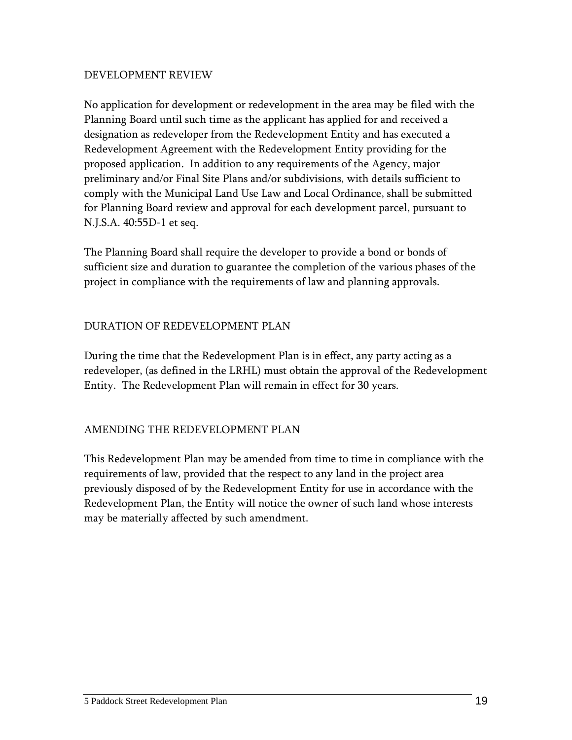## DEVELOPMENT REVIEW

No application for development or redevelopment in the area may be filed with the Planning Board until such time as the applicant has applied for and received a designation as redeveloper from the Redevelopment Entity and has executed a Redevelopment Agreement with the Redevelopment Entity providing for the proposed application. In addition to any requirements of the Agency, major preliminary and/or Final Site Plans and/or subdivisions, with details sufficient to comply with the Municipal Land Use Law and Local Ordinance, shall be submitted for Planning Board review and approval for each development parcel, pursuant to N.J.S.A. 40:55D-1 et seq.

The Planning Board shall require the developer to provide a bond or bonds of sufficient size and duration to guarantee the completion of the various phases of the project in compliance with the requirements of law and planning approvals.

## DURATION OF REDEVELOPMENT PLAN

During the time that the Redevelopment Plan is in effect, any party acting as a redeveloper, (as defined in the LRHL) must obtain the approval of the Redevelopment Entity. The Redevelopment Plan will remain in effect for 30 years.

## AMENDING THE REDEVELOPMENT PLAN

This Redevelopment Plan may be amended from time to time in compliance with the requirements of law, provided that the respect to any land in the project area previously disposed of by the Redevelopment Entity for use in accordance with the Redevelopment Plan, the Entity will notice the owner of such land whose interests may be materially affected by such amendment.